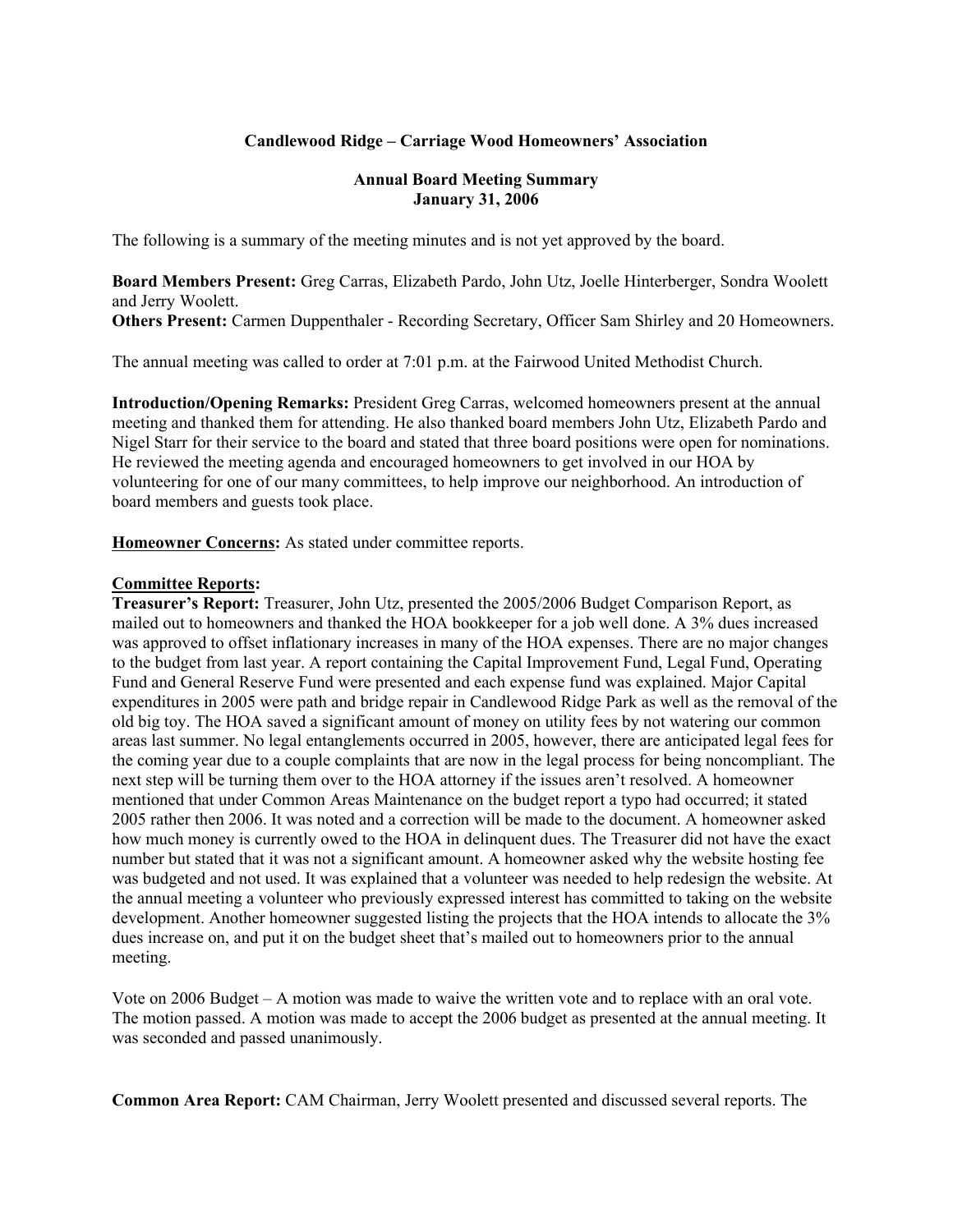**Candlewood Ridge – Carriage Wood Homeowners' Association**

**Annual Board Meeting Summary**
**January 31, 2006**

The following is a summary of the meeting minutes and is not yet approved by the board.

**Board Members Present:** Greg Carras, Elizabeth Pardo, John Utz, Joelle Hinterberger, Sondra Woolett and Jerry Woolett.
**Others Present:** Carmen Duppenthaler - Recording Secretary, Officer Sam Shirley and 20 Homeowners.

The annual meeting was called to order at 7:01 p.m. at the Fairwood United Methodist Church.

**Introduction/Opening Remarks:** President Greg Carras, welcomed homeowners present at the annual meeting and thanked them for attending. He also thanked board members John Utz, Elizabeth Pardo and Nigel Starr for their service to the board and stated that three board positions were open for nominations. He reviewed the meeting agenda and encouraged homeowners to get involved in our HOA by volunteering for one of our many committees, to help improve our neighborhood. An introduction of board members and guests took place.

**Homeowner Concerns:** As stated under committee reports.

**Committee Reports:**
**Treasurer's Report:** Treasurer, John Utz, presented the 2005/2006 Budget Comparison Report, as mailed out to homeowners and thanked the HOA bookkeeper for a job well done. A 3% dues increased was approved to offset inflationary increases in many of the HOA expenses. There are no major changes to the budget from last year. A report containing the Capital Improvement Fund, Legal Fund, Operating Fund and General Reserve Fund were presented and each expense fund was explained. Major Capital expenditures in 2005 were path and bridge repair in Candlewood Ridge Park as well as the removal of the old big toy. The HOA saved a significant amount of money on utility fees by not watering our common areas last summer. No legal entanglements occurred in 2005, however, there are anticipated legal fees for the coming year due to a couple complaints that are now in the legal process for being noncompliant. The next step will be turning them over to the HOA attorney if the issues aren't resolved. A homeowner mentioned that under Common Areas Maintenance on the budget report a typo had occurred; it stated 2005 rather then 2006. It was noted and a correction will be made to the document. A homeowner asked how much money is currently owed to the HOA in delinquent dues. The Treasurer did not have the exact number but stated that it was not a significant amount. A homeowner asked why the website hosting fee was budgeted and not used. It was explained that a volunteer was needed to help redesign the website. At the annual meeting a volunteer who previously expressed interest has committed to taking on the website development. Another homeowner suggested listing the projects that the HOA intends to allocate the 3% dues increase on, and put it on the budget sheet that's mailed out to homeowners prior to the annual meeting.

Vote on 2006 Budget – A motion was made to waive the written vote and to replace with an oral vote. The motion passed. A motion was made to accept the 2006 budget as presented at the annual meeting. It was seconded and passed unanimously.

**Common Area Report:** CAM Chairman, Jerry Woolett presented and discussed several reports. The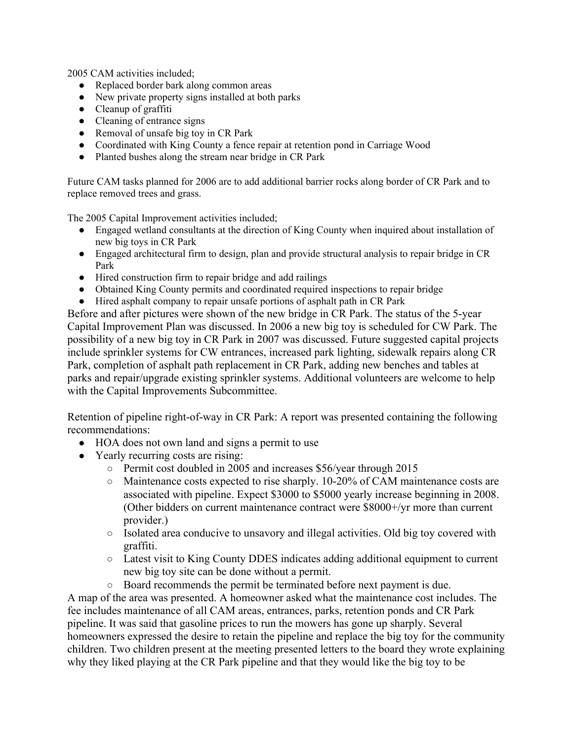2005 CAM activities included;

- Replaced border bark along common areas
- New private property signs installed at both parks
- Cleanup of graffiti
- Cleaning of entrance signs
- Removal of unsafe big toy in CR Park
- Coordinated with King County a fence repair at retention pond in Carriage Wood
- Planted bushes along the stream near bridge in CR Park

Future CAM tasks planned for 2006 are to add additional barrier rocks along border of CR Park and to replace removed trees and grass.

The 2005 Capital Improvement activities included;

- Engaged wetland consultants at the direction of King County when inquired about installation of new big toys in CR Park
- Engaged architectural firm to design, plan and provide structural analysis to repair bridge in CR Park
- Hired construction firm to repair bridge and add railings
- Obtained King County permits and coordinated required inspections to repair bridge
- Hired asphalt company to repair unsafe portions of asphalt path in CR Park

Before and after pictures were shown of the new bridge in CR Park. The status of the 5-year Capital Improvement Plan was discussed. In 2006 a new big toy is scheduled for CW Park. The possibility of a new big toy in CR Park in 2007 was discussed. Future suggested capital projects include sprinkler systems for CW entrances, increased park lighting, sidewalk repairs along CR Park, completion of asphalt path replacement in CR Park, adding new benches and tables at parks and repair/upgrade existing sprinkler systems. Additional volunteers are welcome to help with the Capital Improvements Subcommittee.

Retention of pipeline right-of-way in CR Park: A report was presented containing the following recommendations:

- HOA does not own land and signs a permit to use
- Yearly recurring costs are rising:
  - Permit cost doubled in 2005 and increases $56/year through 2015
  - Maintenance costs expected to rise sharply. 10-20% of CAM maintenance costs are associated with pipeline. Expect $3000 to $5000 yearly increase beginning in 2008. (Other bidders on current maintenance contract were $8000+/yr more than current provider.)
  - Isolated area conducive to unsavory and illegal activities. Old big toy covered with graffiti.
  - Latest visit to King County DDES indicates adding additional equipment to current new big toy site can be done without a permit.
  - Board recommends the permit be terminated before next payment is due.

A map of the area was presented. A homeowner asked what the maintenance cost includes. The fee includes maintenance of all CAM areas, entrances, parks, retention ponds and CR Park pipeline. It was said that gasoline prices to run the mowers has gone up sharply. Several homeowners expressed the desire to retain the pipeline and replace the big toy for the community children. Two children present at the meeting presented letters to the board they wrote explaining why they liked playing at the CR Park pipeline and that they would like the big toy to be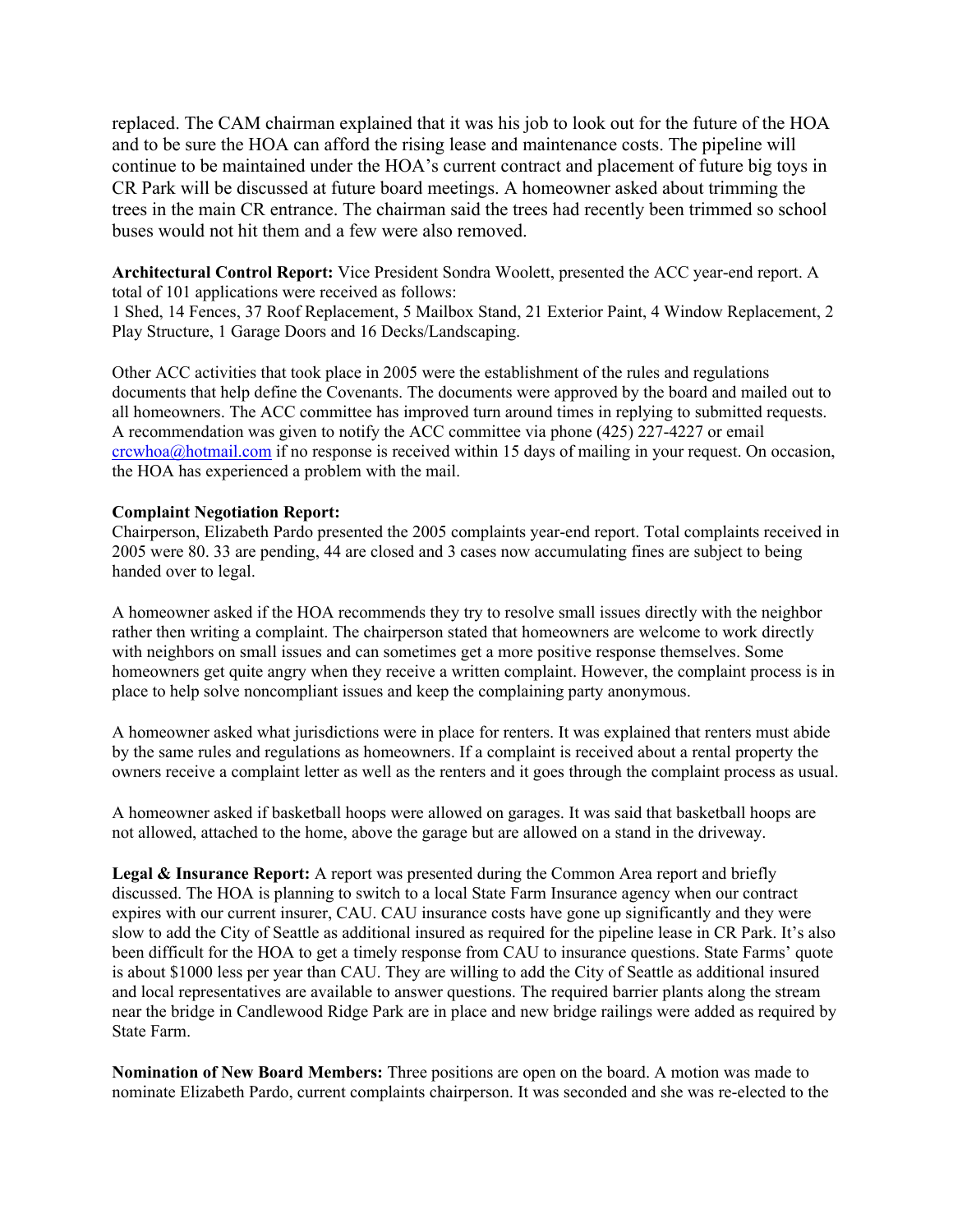replaced. The CAM chairman explained that it was his job to look out for the future of the HOA and to be sure the HOA can afford the rising lease and maintenance costs. The pipeline will continue to be maintained under the HOA's current contract and placement of future big toys in CR Park will be discussed at future board meetings. A homeowner asked about trimming the trees in the main CR entrance. The chairman said the trees had recently been trimmed so school buses would not hit them and a few were also removed.

**Architectural Control Report:** Vice President Sondra Woolett, presented the ACC year-end report. A total of 101 applications were received as follows:
1 Shed, 14 Fences, 37 Roof Replacement, 5 Mailbox Stand, 21 Exterior Paint, 4 Window Replacement, 2 Play Structure, 1 Garage Doors and 16 Decks/Landscaping.

Other ACC activities that took place in 2005 were the establishment of the rules and regulations documents that help define the Covenants. The documents were approved by the board and mailed out to all homeowners. The ACC committee has improved turn around times in replying to submitted requests. A recommendation was given to notify the ACC committee via phone (425) 227-4227 or email crcwhoa@hotmail.com if no response is received within 15 days of mailing in your request. On occasion, the HOA has experienced a problem with the mail.

**Complaint Negotiation Report:**
Chairperson, Elizabeth Pardo presented the 2005 complaints year-end report. Total complaints received in 2005 were 80. 33 are pending, 44 are closed and 3 cases now accumulating fines are subject to being handed over to legal.

A homeowner asked if the HOA recommends they try to resolve small issues directly with the neighbor rather then writing a complaint. The chairperson stated that homeowners are welcome to work directly with neighbors on small issues and can sometimes get a more positive response themselves. Some homeowners get quite angry when they receive a written complaint. However, the complaint process is in place to help solve noncompliant issues and keep the complaining party anonymous.

A homeowner asked what jurisdictions were in place for renters. It was explained that renters must abide by the same rules and regulations as homeowners. If a complaint is received about a rental property the owners receive a complaint letter as well as the renters and it goes through the complaint process as usual.

A homeowner asked if basketball hoops were allowed on garages. It was said that basketball hoops are not allowed, attached to the home, above the garage but are allowed on a stand in the driveway.

**Legal & Insurance Report:** A report was presented during the Common Area report and briefly discussed. The HOA is planning to switch to a local State Farm Insurance agency when our contract expires with our current insurer, CAU. CAU insurance costs have gone up significantly and they were slow to add the City of Seattle as additional insured as required for the pipeline lease in CR Park. It's also been difficult for the HOA to get a timely response from CAU to insurance questions. State Farms' quote is about $1000 less per year than CAU. They are willing to add the City of Seattle as additional insured and local representatives are available to answer questions. The required barrier plants along the stream near the bridge in Candlewood Ridge Park are in place and new bridge railings were added as required by State Farm.

**Nomination of New Board Members:** Three positions are open on the board. A motion was made to nominate Elizabeth Pardo, current complaints chairperson. It was seconded and she was re-elected to the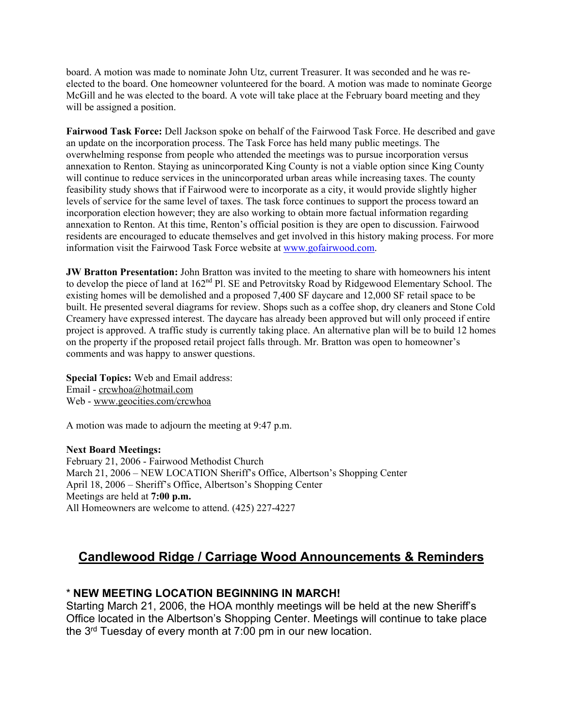board. A motion was made to nominate John Utz, current Treasurer. It was seconded and he was re-elected to the board. One homeowner volunteered for the board. A motion was made to nominate George McGill and he was elected to the board. A vote will take place at the February board meeting and they will be assigned a position.

**Fairwood Task Force:** Dell Jackson spoke on behalf of the Fairwood Task Force. He described and gave an update on the incorporation process. The Task Force has held many public meetings. The overwhelming response from people who attended the meetings was to pursue incorporation versus annexation to Renton. Staying as unincorporated King County is not a viable option since King County will continue to reduce services in the unincorporated urban areas while increasing taxes. The county feasibility study shows that if Fairwood were to incorporate as a city, it would provide slightly higher levels of service for the same level of taxes. The task force continues to support the process toward an incorporation election however; they are also working to obtain more factual information regarding annexation to Renton. At this time, Renton's official position is they are open to discussion. Fairwood residents are encouraged to educate themselves and get involved in this history making process. For more information visit the Fairwood Task Force website at www.gofairwood.com.

**JW Bratton Presentation:** John Bratton was invited to the meeting to share with homeowners his intent to develop the piece of land at 162nd Pl. SE and Petrovitsky Road by Ridgewood Elementary School. The existing homes will be demolished and a proposed 7,400 SF daycare and 12,000 SF retail space to be built. He presented several diagrams for review. Shops such as a coffee shop, dry cleaners and Stone Cold Creamery have expressed interest. The daycare has already been approved but will only proceed if entire project is approved. A traffic study is currently taking place. An alternative plan will be to build 12 homes on the property if the proposed retail project falls through. Mr. Bratton was open to homeowner's comments and was happy to answer questions.

**Special Topics:** Web and Email address:
Email - crcwhoa@hotmail.com
Web - www.geocities.com/crcwhoa

A motion was made to adjourn the meeting at 9:47 p.m.

**Next Board Meetings:**
February 21, 2006 - Fairwood Methodist Church
March 21, 2006 – NEW LOCATION Sheriff's Office, Albertson's Shopping Center
April 18, 2006 – Sheriff's Office, Albertson's Shopping Center
Meetings are held at **7:00 p.m.**
All Homeowners are welcome to attend. (425) 227-4227

## Candlewood Ridge / Carriage Wood Announcements & Reminders

### * NEW MEETING LOCATION BEGINNING IN MARCH!

Starting March 21, 2006, the HOA monthly meetings will be held at the new Sheriff's Office located in the Albertson's Shopping Center. Meetings will continue to take place the 3rd Tuesday of every month at 7:00 pm in our new location.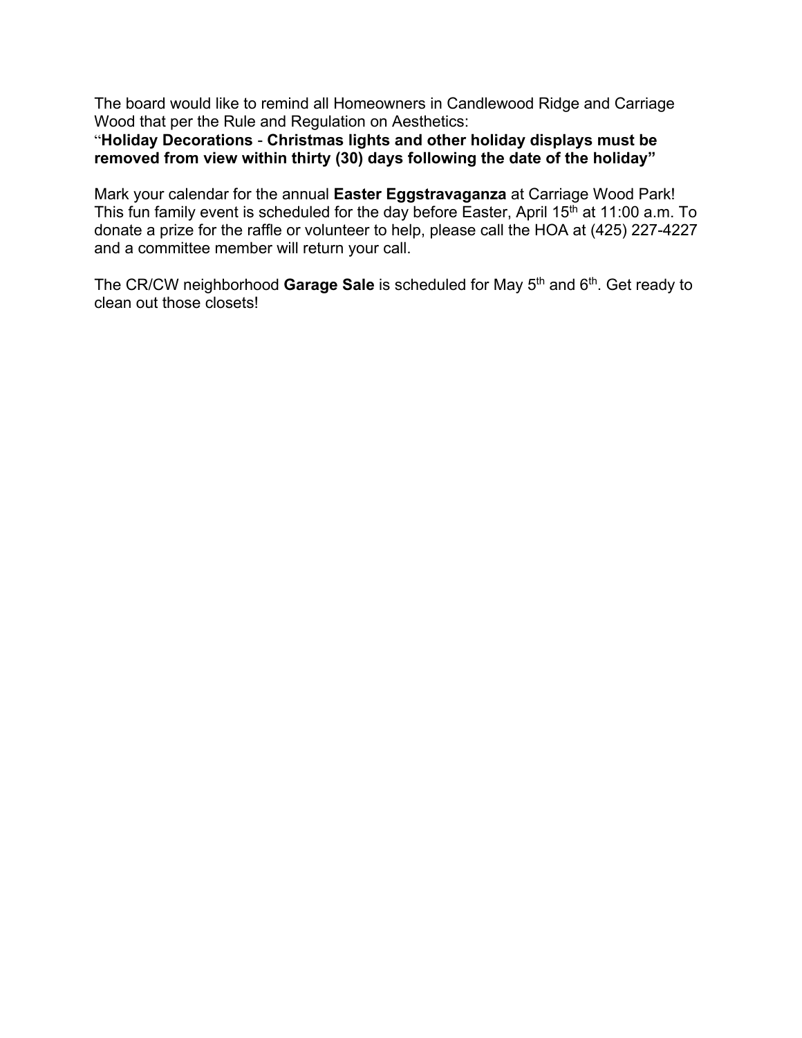The board would like to remind all Homeowners in Candlewood Ridge and Carriage Wood that per the Rule and Regulation on Aesthetics:
"**Holiday Decorations** - **Christmas lights and other holiday displays must be removed from view within thirty (30) days following the date of the holiday"**

Mark your calendar for the annual **Easter Eggstravaganza** at Carriage Wood Park! This fun family event is scheduled for the day before Easter, April 15th at 11:00 a.m. To donate a prize for the raffle or volunteer to help, please call the HOA at (425) 227-4227 and a committee member will return your call.

The CR/CW neighborhood **Garage Sale** is scheduled for May 5th and 6th. Get ready to clean out those closets!